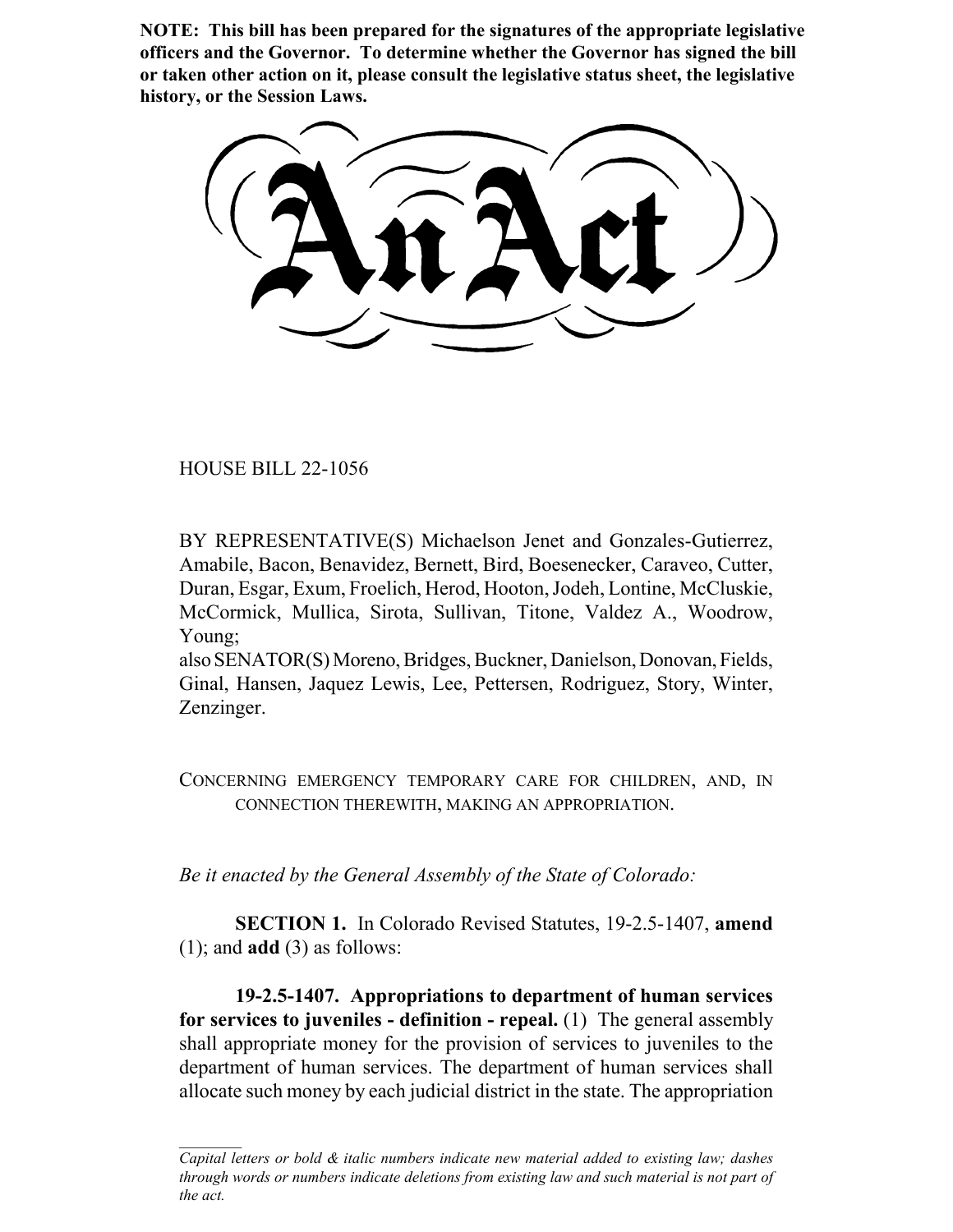**NOTE: This bill has been prepared for the signatures of the appropriate legislative officers and the Governor. To determine whether the Governor has signed the bill or taken other action on it, please consult the legislative status sheet, the legislative history, or the Session Laws.**

# An Act

HOUSE BILL 22-1056

BY REPRESENTATIVE(S) Michaelson Jenet and Gonzales-Gutierrez, Amabile, Bacon, Benavidez, Bernett, Bird, Boesenecker, Caraveo, Cutter, Duran, Esgar, Exum, Froelich, Herod, Hooton, Jodeh, Lontine, McCluskie, McCormick, Mullica, Sirota, Sullivan, Titone, Valdez A., Woodrow, Young;
also SENATOR(S) Moreno, Bridges, Buckner, Danielson, Donovan, Fields, Ginal, Hansen, Jaquez Lewis, Lee, Pettersen, Rodriguez, Story, Winter, Zenzinger.

CONCERNING EMERGENCY TEMPORARY CARE FOR CHILDREN, AND, IN CONNECTION THEREWITH, MAKING AN APPROPRIATION.

*Be it enacted by the General Assembly of the State of Colorado:*

**SECTION 1.** In Colorado Revised Statutes, 19-2.5-1407, **amend** (1); and **add** (3) as follows:

**19-2.5-1407. Appropriations to department of human services for services to juveniles - definition - repeal.** (1) The general assembly shall appropriate money for the provision of services to juveniles to the department of human services. The department of human services shall allocate such money by each judicial district in the state. The appropriation

*Capital letters or bold & italic numbers indicate new material added to existing law; dashes through words or numbers indicate deletions from existing law and such material is not part of the act.*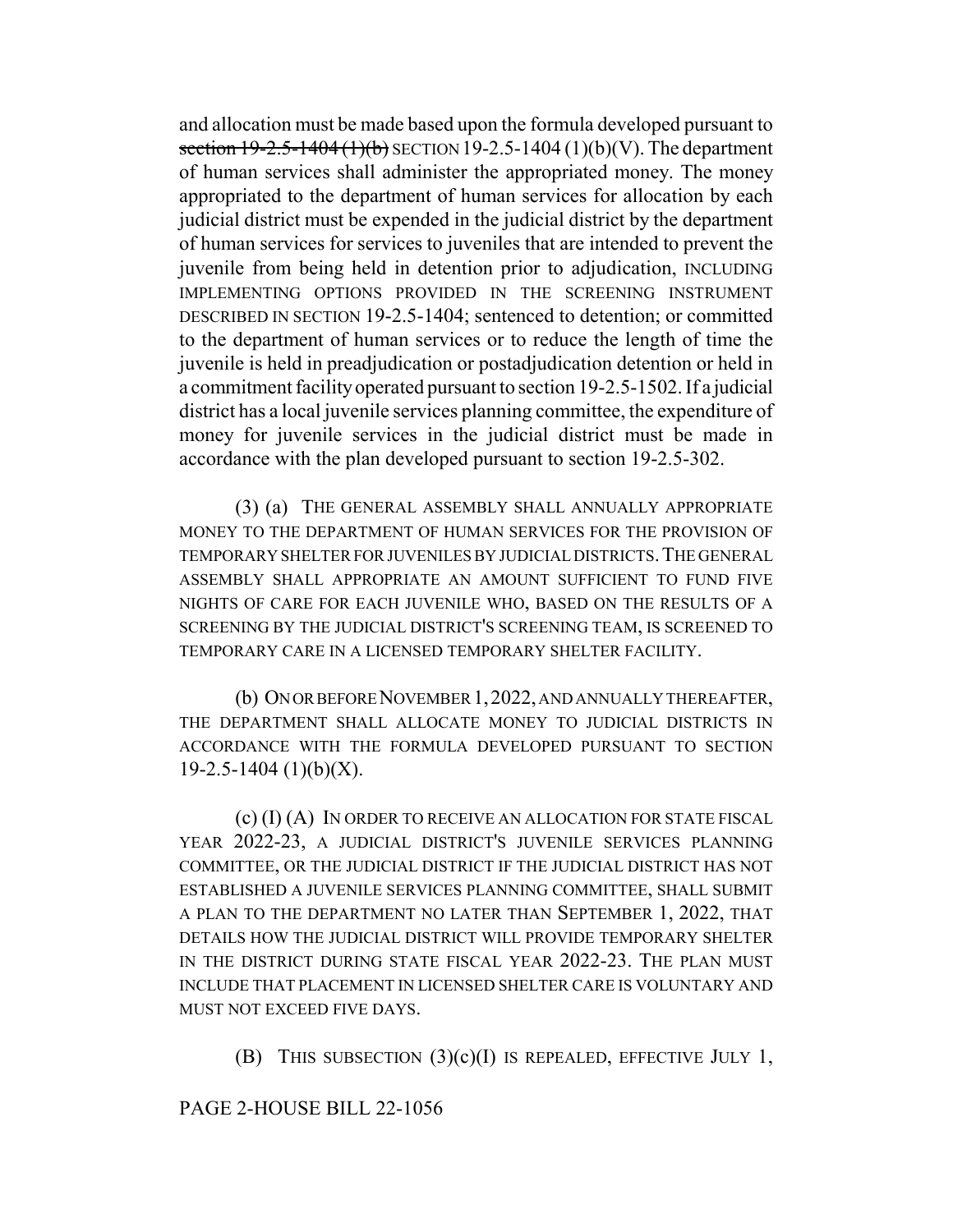and allocation must be made based upon the formula developed pursuant to ~~section 19-2.5-1404 (1)(b)~~ SECTION 19-2.5-1404 (1)(b)(V). The department of human services shall administer the appropriated money. The money appropriated to the department of human services for allocation by each judicial district must be expended in the judicial district by the department of human services for services to juveniles that are intended to prevent the juvenile from being held in detention prior to adjudication, INCLUDING IMPLEMENTING OPTIONS PROVIDED IN THE SCREENING INSTRUMENT DESCRIBED IN SECTION 19-2.5-1404; sentenced to detention; or committed to the department of human services or to reduce the length of time the juvenile is held in preadjudication or postadjudication detention or held in a commitment facility operated pursuant to section 19-2.5-1502. If a judicial district has a local juvenile services planning committee, the expenditure of money for juvenile services in the judicial district must be made in accordance with the plan developed pursuant to section 19-2.5-302.

(3) (a) THE GENERAL ASSEMBLY SHALL ANNUALLY APPROPRIATE MONEY TO THE DEPARTMENT OF HUMAN SERVICES FOR THE PROVISION OF TEMPORARY SHELTER FOR JUVENILES BY JUDICIAL DISTRICTS. THE GENERAL ASSEMBLY SHALL APPROPRIATE AN AMOUNT SUFFICIENT TO FUND FIVE NIGHTS OF CARE FOR EACH JUVENILE WHO, BASED ON THE RESULTS OF A SCREENING BY THE JUDICIAL DISTRICT'S SCREENING TEAM, IS SCREENED TO TEMPORARY CARE IN A LICENSED TEMPORARY SHELTER FACILITY.

(b) ON OR BEFORE NOVEMBER 1, 2022, AND ANNUALLY THEREAFTER, THE DEPARTMENT SHALL ALLOCATE MONEY TO JUDICIAL DISTRICTS IN ACCORDANCE WITH THE FORMULA DEVELOPED PURSUANT TO SECTION 19-2.5-1404 (1)(b)(X).

(c) (I) (A) IN ORDER TO RECEIVE AN ALLOCATION FOR STATE FISCAL YEAR 2022-23, A JUDICIAL DISTRICT'S JUVENILE SERVICES PLANNING COMMITTEE, OR THE JUDICIAL DISTRICT IF THE JUDICIAL DISTRICT HAS NOT ESTABLISHED A JUVENILE SERVICES PLANNING COMMITTEE, SHALL SUBMIT A PLAN TO THE DEPARTMENT NO LATER THAN SEPTEMBER 1, 2022, THAT DETAILS HOW THE JUDICIAL DISTRICT WILL PROVIDE TEMPORARY SHELTER IN THE DISTRICT DURING STATE FISCAL YEAR 2022-23. THE PLAN MUST INCLUDE THAT PLACEMENT IN LICENSED SHELTER CARE IS VOLUNTARY AND MUST NOT EXCEED FIVE DAYS.

(B) THIS SUBSECTION (3)(c)(I) IS REPEALED, EFFECTIVE JULY 1,

PAGE 2-HOUSE BILL 22-1056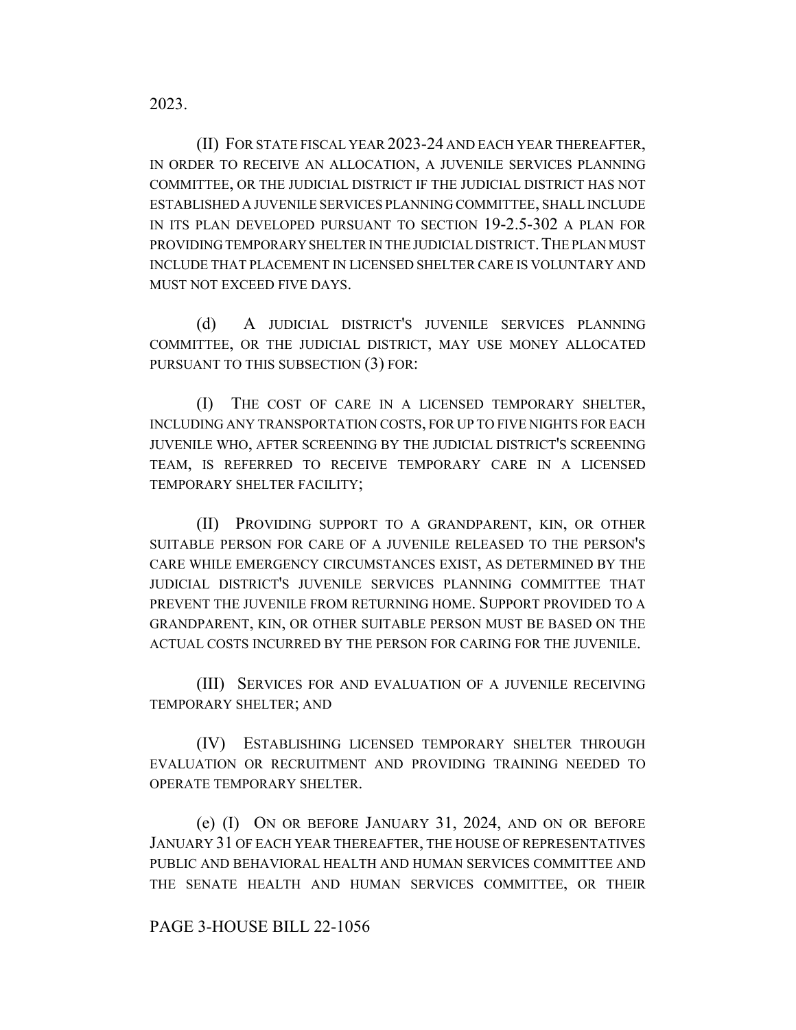2023.

(II) FOR STATE FISCAL YEAR 2023-24 AND EACH YEAR THEREAFTER, IN ORDER TO RECEIVE AN ALLOCATION, A JUVENILE SERVICES PLANNING COMMITTEE, OR THE JUDICIAL DISTRICT IF THE JUDICIAL DISTRICT HAS NOT ESTABLISHED A JUVENILE SERVICES PLANNING COMMITTEE, SHALL INCLUDE IN ITS PLAN DEVELOPED PURSUANT TO SECTION 19-2.5-302 A PLAN FOR PROVIDING TEMPORARY SHELTER IN THE JUDICIAL DISTRICT. THE PLAN MUST INCLUDE THAT PLACEMENT IN LICENSED SHELTER CARE IS VOLUNTARY AND MUST NOT EXCEED FIVE DAYS.

(d) A JUDICIAL DISTRICT'S JUVENILE SERVICES PLANNING COMMITTEE, OR THE JUDICIAL DISTRICT, MAY USE MONEY ALLOCATED PURSUANT TO THIS SUBSECTION (3) FOR:

(I) THE COST OF CARE IN A LICENSED TEMPORARY SHELTER, INCLUDING ANY TRANSPORTATION COSTS, FOR UP TO FIVE NIGHTS FOR EACH JUVENILE WHO, AFTER SCREENING BY THE JUDICIAL DISTRICT'S SCREENING TEAM, IS REFERRED TO RECEIVE TEMPORARY CARE IN A LICENSED TEMPORARY SHELTER FACILITY;

(II) PROVIDING SUPPORT TO A GRANDPARENT, KIN, OR OTHER SUITABLE PERSON FOR CARE OF A JUVENILE RELEASED TO THE PERSON'S CARE WHILE EMERGENCY CIRCUMSTANCES EXIST, AS DETERMINED BY THE JUDICIAL DISTRICT'S JUVENILE SERVICES PLANNING COMMITTEE THAT PREVENT THE JUVENILE FROM RETURNING HOME. SUPPORT PROVIDED TO A GRANDPARENT, KIN, OR OTHER SUITABLE PERSON MUST BE BASED ON THE ACTUAL COSTS INCURRED BY THE PERSON FOR CARING FOR THE JUVENILE.

(III) SERVICES FOR AND EVALUATION OF A JUVENILE RECEIVING TEMPORARY SHELTER; AND

(IV) ESTABLISHING LICENSED TEMPORARY SHELTER THROUGH EVALUATION OR RECRUITMENT AND PROVIDING TRAINING NEEDED TO OPERATE TEMPORARY SHELTER.

(e) (I) ON OR BEFORE JANUARY 31, 2024, AND ON OR BEFORE JANUARY 31 OF EACH YEAR THEREAFTER, THE HOUSE OF REPRESENTATIVES PUBLIC AND BEHAVIORAL HEALTH AND HUMAN SERVICES COMMITTEE AND THE SENATE HEALTH AND HUMAN SERVICES COMMITTEE, OR THEIR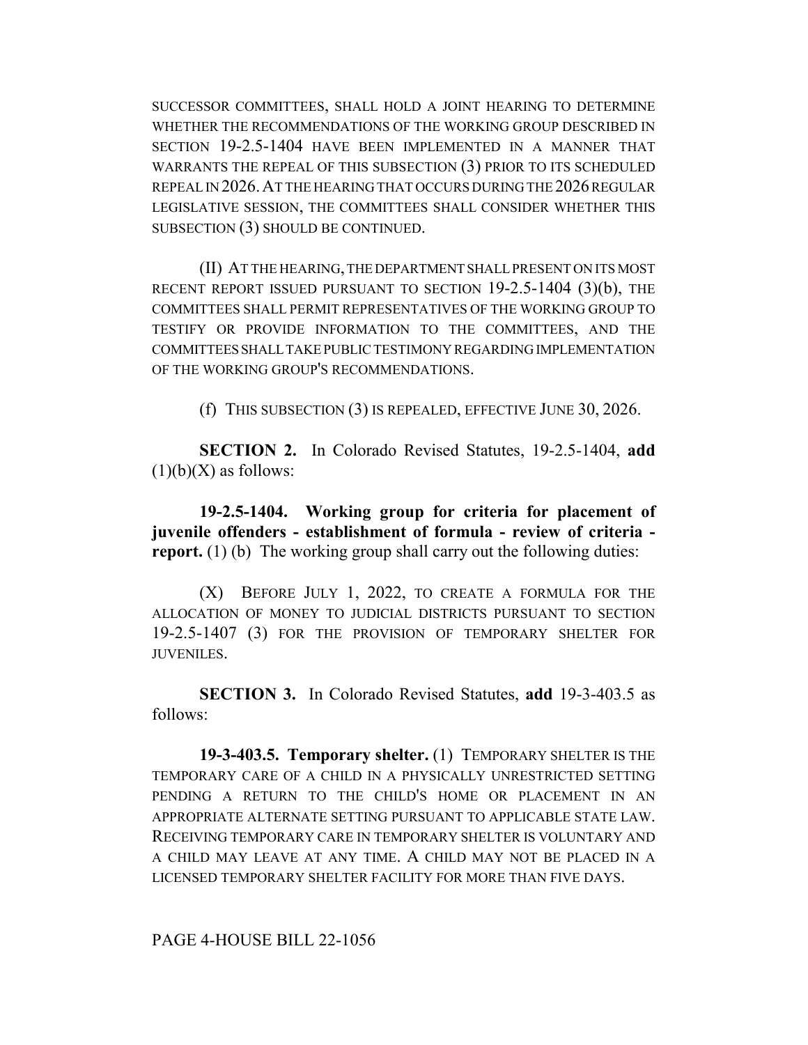SUCCESSOR COMMITTEES, SHALL HOLD A JOINT HEARING TO DETERMINE WHETHER THE RECOMMENDATIONS OF THE WORKING GROUP DESCRIBED IN SECTION 19-2.5-1404 HAVE BEEN IMPLEMENTED IN A MANNER THAT WARRANTS THE REPEAL OF THIS SUBSECTION (3) PRIOR TO ITS SCHEDULED REPEAL IN 2026. AT THE HEARING THAT OCCURS DURING THE 2026 REGULAR LEGISLATIVE SESSION, THE COMMITTEES SHALL CONSIDER WHETHER THIS SUBSECTION (3) SHOULD BE CONTINUED.

(II) AT THE HEARING, THE DEPARTMENT SHALL PRESENT ON ITS MOST RECENT REPORT ISSUED PURSUANT TO SECTION 19-2.5-1404 (3)(b), THE COMMITTEES SHALL PERMIT REPRESENTATIVES OF THE WORKING GROUP TO TESTIFY OR PROVIDE INFORMATION TO THE COMMITTEES, AND THE COMMITTEES SHALL TAKE PUBLIC TESTIMONY REGARDING IMPLEMENTATION OF THE WORKING GROUP'S RECOMMENDATIONS.

(f) THIS SUBSECTION (3) IS REPEALED, EFFECTIVE JUNE 30, 2026.

**SECTION 2.** In Colorado Revised Statutes, 19-2.5-1404, **add** (1)(b)(X) as follows:

**19-2.5-1404. Working group for criteria for placement of juvenile offenders - establishment of formula - review of criteria - report.** (1) (b) The working group shall carry out the following duties:

(X) BEFORE JULY 1, 2022, TO CREATE A FORMULA FOR THE ALLOCATION OF MONEY TO JUDICIAL DISTRICTS PURSUANT TO SECTION 19-2.5-1407 (3) FOR THE PROVISION OF TEMPORARY SHELTER FOR JUVENILES.

**SECTION 3.** In Colorado Revised Statutes, **add** 19-3-403.5 as follows:

**19-3-403.5. Temporary shelter.** (1) TEMPORARY SHELTER IS THE TEMPORARY CARE OF A CHILD IN A PHYSICALLY UNRESTRICTED SETTING PENDING A RETURN TO THE CHILD'S HOME OR PLACEMENT IN AN APPROPRIATE ALTERNATE SETTING PURSUANT TO APPLICABLE STATE LAW. RECEIVING TEMPORARY CARE IN TEMPORARY SHELTER IS VOLUNTARY AND A CHILD MAY LEAVE AT ANY TIME. A CHILD MAY NOT BE PLACED IN A LICENSED TEMPORARY SHELTER FACILITY FOR MORE THAN FIVE DAYS.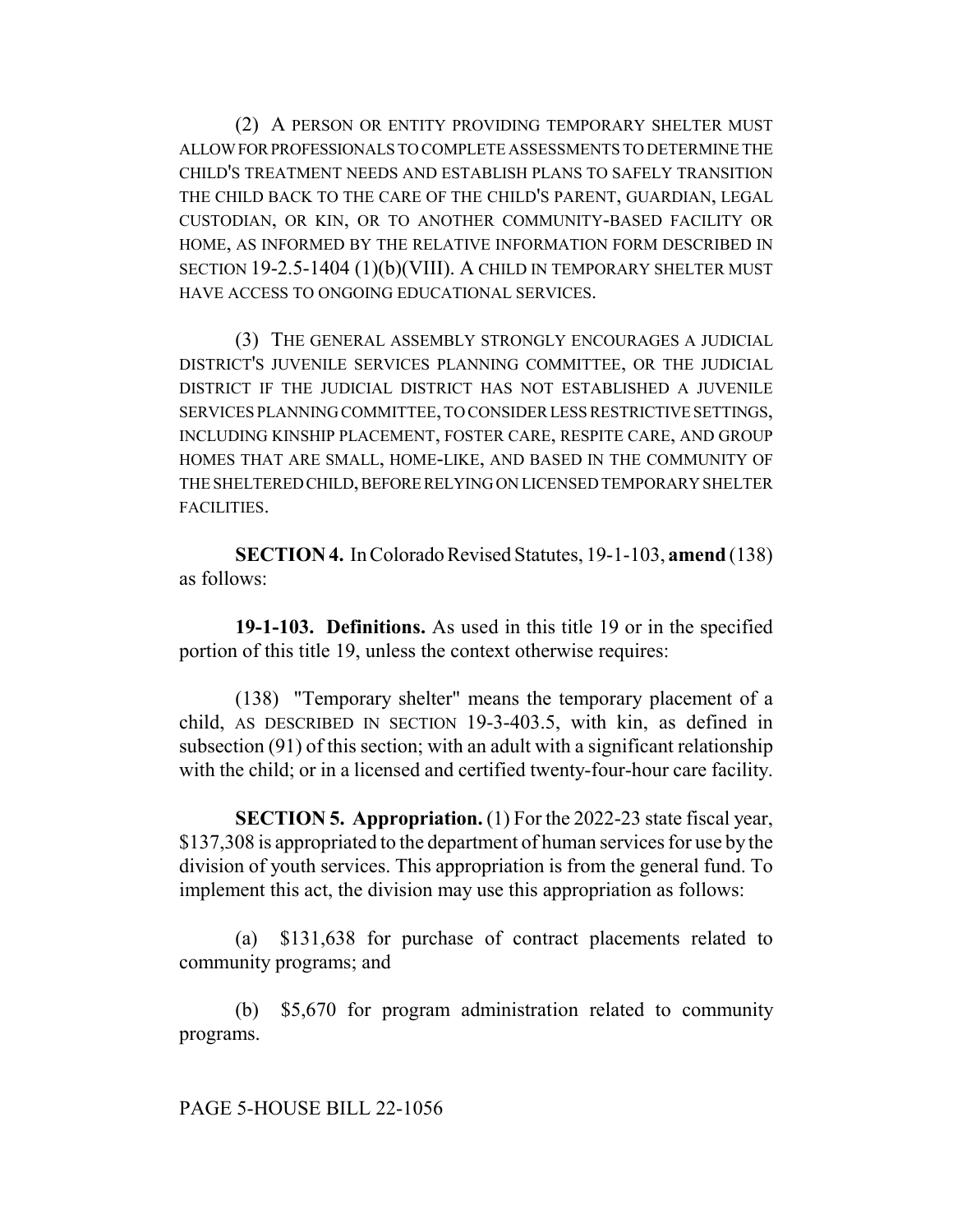(2) A PERSON OR ENTITY PROVIDING TEMPORARY SHELTER MUST ALLOW FOR PROFESSIONALS TO COMPLETE ASSESSMENTS TO DETERMINE THE CHILD'S TREATMENT NEEDS AND ESTABLISH PLANS TO SAFELY TRANSITION THE CHILD BACK TO THE CARE OF THE CHILD'S PARENT, GUARDIAN, LEGAL CUSTODIAN, OR KIN, OR TO ANOTHER COMMUNITY-BASED FACILITY OR HOME, AS INFORMED BY THE RELATIVE INFORMATION FORM DESCRIBED IN SECTION 19-2.5-1404 (1)(b)(VIII). A CHILD IN TEMPORARY SHELTER MUST HAVE ACCESS TO ONGOING EDUCATIONAL SERVICES.

(3) THE GENERAL ASSEMBLY STRONGLY ENCOURAGES A JUDICIAL DISTRICT'S JUVENILE SERVICES PLANNING COMMITTEE, OR THE JUDICIAL DISTRICT IF THE JUDICIAL DISTRICT HAS NOT ESTABLISHED A JUVENILE SERVICES PLANNING COMMITTEE, TO CONSIDER LESS RESTRICTIVE SETTINGS, INCLUDING KINSHIP PLACEMENT, FOSTER CARE, RESPITE CARE, AND GROUP HOMES THAT ARE SMALL, HOME-LIKE, AND BASED IN THE COMMUNITY OF THE SHELTERED CHILD, BEFORE RELYING ON LICENSED TEMPORARY SHELTER FACILITIES.

**SECTION 4.** In Colorado Revised Statutes, 19-1-103, **amend** (138) as follows:

**19-1-103. Definitions.** As used in this title 19 or in the specified portion of this title 19, unless the context otherwise requires:

(138) "Temporary shelter" means the temporary placement of a child, AS DESCRIBED IN SECTION 19-3-403.5, with kin, as defined in subsection (91) of this section; with an adult with a significant relationship with the child; or in a licensed and certified twenty-four-hour care facility.

**SECTION 5. Appropriation.** (1) For the 2022-23 state fiscal year, $137,308 is appropriated to the department of human services for use by the division of youth services. This appropriation is from the general fund. To implement this act, the division may use this appropriation as follows:

(a) $131,638 for purchase of contract placements related to community programs; and

(b) $5,670 for program administration related to community programs.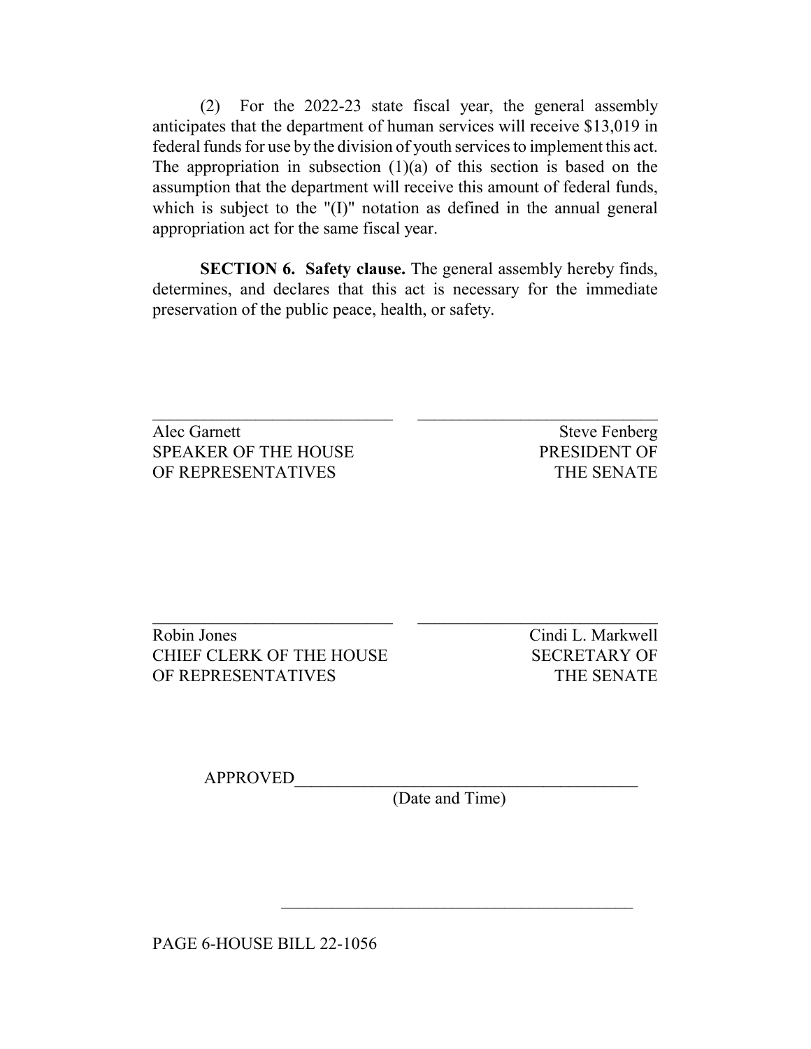(2) For the 2022-23 state fiscal year, the general assembly anticipates that the department of human services will receive $13,019 in federal funds for use by the division of youth services to implement this act. The appropriation in subsection (1)(a) of this section is based on the assumption that the department will receive this amount of federal funds, which is subject to the "(I)" notation as defined in the annual general appropriation act for the same fiscal year.

**SECTION 6. Safety clause.** The general assembly hereby finds, determines, and declares that this act is necessary for the immediate preservation of the public peace, health, or safety.

| | |
|---|---|
| \_\_\_\_\_\_\_\_\_\_\_\_\_\_\_\_\_\_\_\_\_\_\_\_\_\_\_\_ | \_\_\_\_\_\_\_\_\_\_\_\_\_\_\_\_\_\_\_\_\_\_\_\_\_\_\_\_ |
| Alec Garnett<br>SPEAKER OF THE HOUSE<br>OF REPRESENTATIVES | Steve Fenberg<br>PRESIDENT OF<br>THE SENATE |

| | |
|---|---|
| \_\_\_\_\_\_\_\_\_\_\_\_\_\_\_\_\_\_\_\_\_\_\_\_\_\_\_\_ | \_\_\_\_\_\_\_\_\_\_\_\_\_\_\_\_\_\_\_\_\_\_\_\_\_\_\_\_ |
| Robin Jones<br>CHIEF CLERK OF THE HOUSE<br>OF REPRESENTATIVES | Cindi L. Markwell<br>SECRETARY OF<br>THE SENATE |

APPROVED\_\_\_\_\_\_\_\_\_\_\_\_\_\_\_\_\_\_\_\_\_\_\_\_\_\_\_\_\_\_\_\_\_\_\_\_\_\_\_\_
(Date and Time)

\_\_\_\_\_\_\_\_\_\_\_\_\_\_\_\_\_\_\_\_\_\_\_\_\_\_\_\_\_\_\_\_\_\_\_\_\_\_\_\_

PAGE 6-HOUSE BILL 22-1056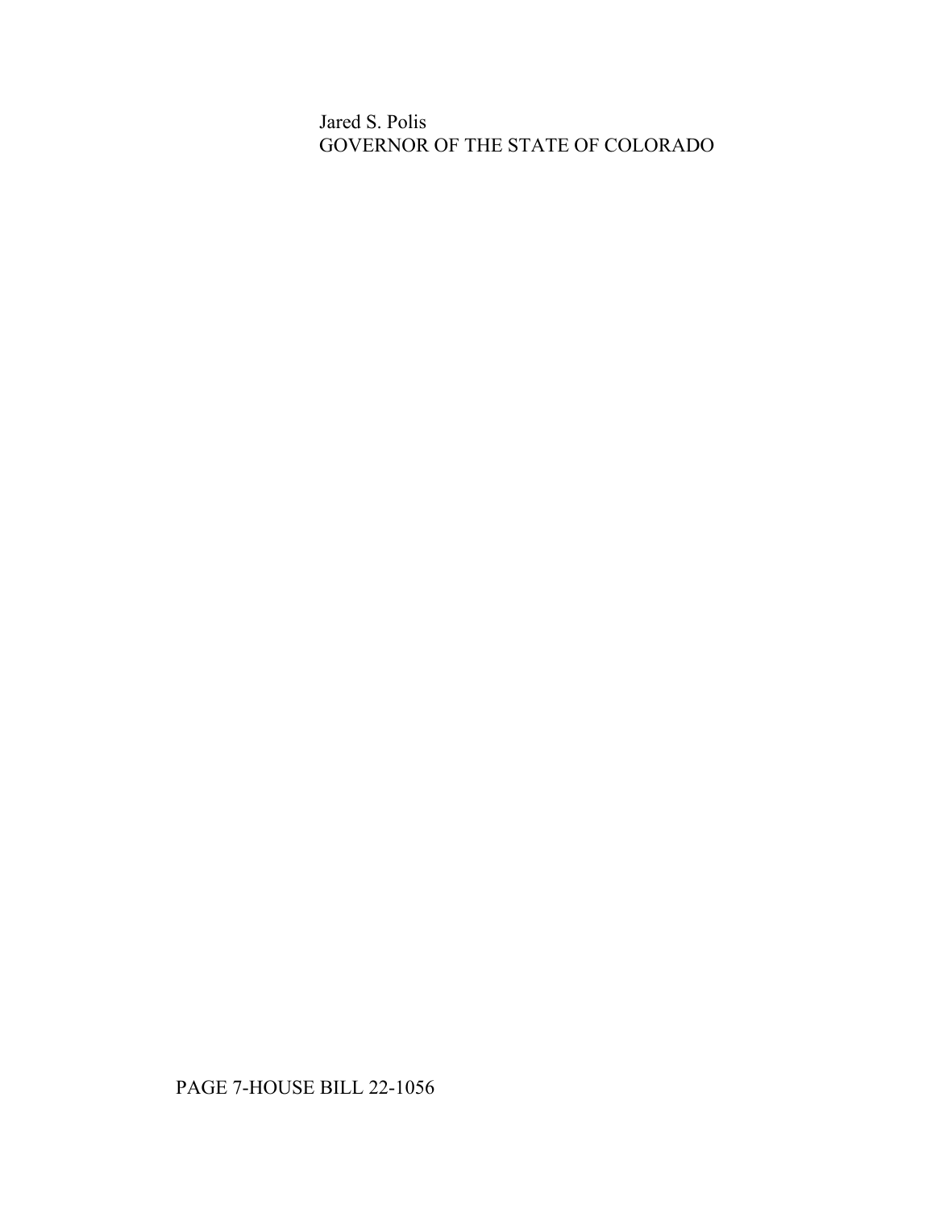Jared S. Polis
GOVERNOR OF THE STATE OF COLORADO